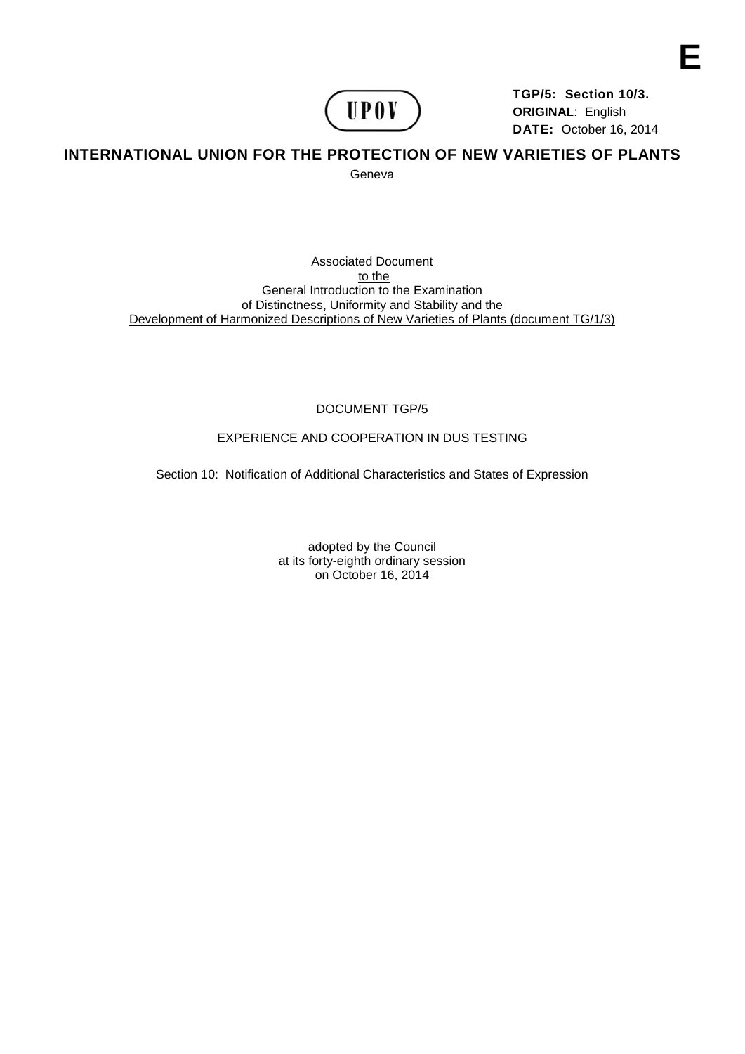E

UPOV

**TGP/5: Section 10/3.**
**ORIGINAL**: English
**DATE:** October 16, 2014

# INTERNATIONAL UNION FOR THE PROTECTION OF NEW VARIETIES OF PLANTS

Geneva

Associated Document
to the
General Introduction to the Examination
of Distinctness, Uniformity and Stability and the
Development of Harmonized Descriptions of New Varieties of Plants (document TG/1/3)

DOCUMENT TGP/5

EXPERIENCE AND COOPERATION IN DUS TESTING

Section 10: Notification of Additional Characteristics and States of Expression

adopted by the Council
at its forty-eighth ordinary session
on October 16, 2014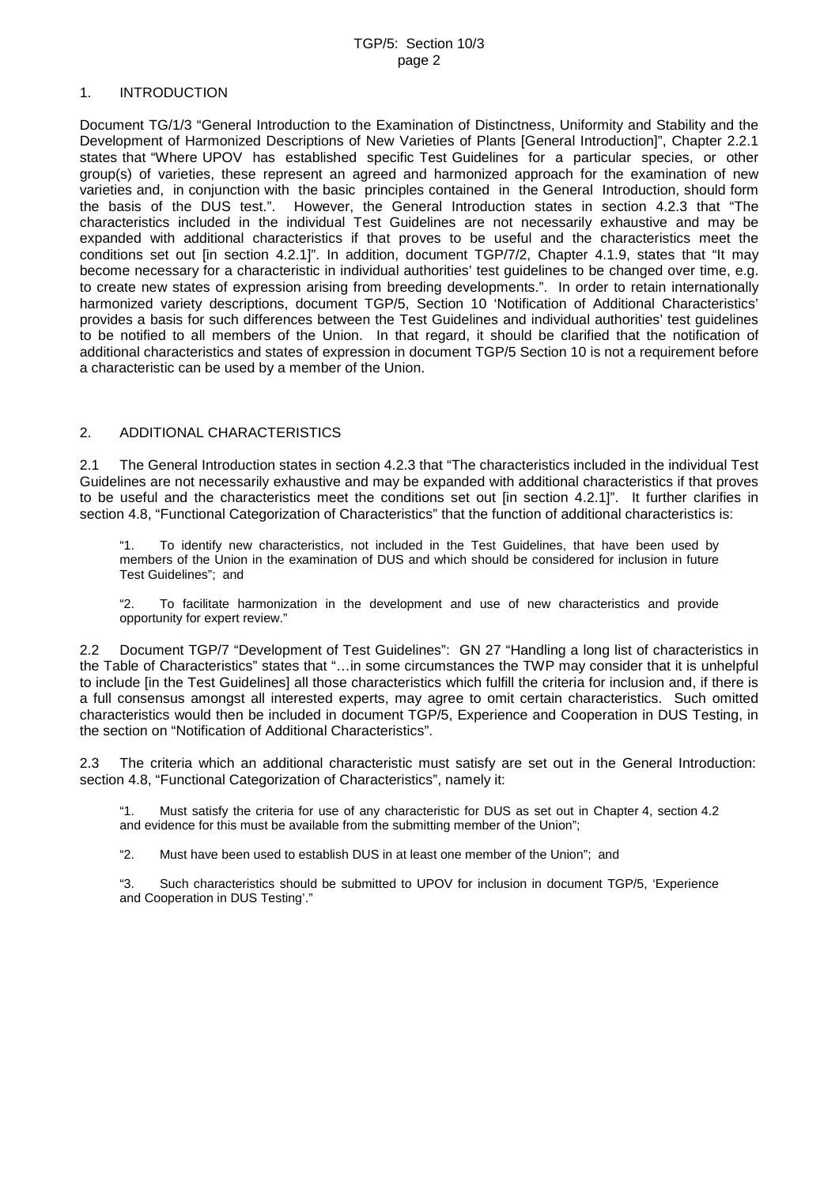## 1. INTRODUCTION

Document TG/1/3 "General Introduction to the Examination of Distinctness, Uniformity and Stability and the Development of Harmonized Descriptions of New Varieties of Plants [General Introduction]", Chapter 2.2.1 states that "Where UPOV has established specific Test Guidelines for a particular species, or other group(s) of varieties, these represent an agreed and harmonized approach for the examination of new varieties and, in conjunction with the basic principles contained in the General Introduction, should form the basis of the DUS test.". However, the General Introduction states in section 4.2.3 that "The characteristics included in the individual Test Guidelines are not necessarily exhaustive and may be expanded with additional characteristics if that proves to be useful and the characteristics meet the conditions set out [in section 4.2.1]". In addition, document TGP/7/2, Chapter 4.1.9, states that "It may become necessary for a characteristic in individual authorities' test guidelines to be changed over time, e.g. to create new states of expression arising from breeding developments.". In order to retain internationally harmonized variety descriptions, document TGP/5, Section 10 'Notification of Additional Characteristics' provides a basis for such differences between the Test Guidelines and individual authorities' test guidelines to be notified to all members of the Union. In that regard, it should be clarified that the notification of additional characteristics and states of expression in document TGP/5 Section 10 is not a requirement before a characteristic can be used by a member of the Union.

## 2. ADDITIONAL CHARACTERISTICS

2.1 The General Introduction states in section 4.2.3 that "The characteristics included in the individual Test Guidelines are not necessarily exhaustive and may be expanded with additional characteristics if that proves to be useful and the characteristics meet the conditions set out [in section 4.2.1]". It further clarifies in section 4.8, "Functional Categorization of Characteristics" that the function of additional characteristics is:

> "1. To identify new characteristics, not included in the Test Guidelines, that have been used by members of the Union in the examination of DUS and which should be considered for inclusion in future Test Guidelines"; and
>
> "2. To facilitate harmonization in the development and use of new characteristics and provide opportunity for expert review."

2.2 Document TGP/7 "Development of Test Guidelines": GN 27 "Handling a long list of characteristics in the Table of Characteristics" states that "…in some circumstances the TWP may consider that it is unhelpful to include [in the Test Guidelines] all those characteristics which fulfill the criteria for inclusion and, if there is a full consensus amongst all interested experts, may agree to omit certain characteristics. Such omitted characteristics would then be included in document TGP/5, Experience and Cooperation in DUS Testing, in the section on "Notification of Additional Characteristics".

2.3 The criteria which an additional characteristic must satisfy are set out in the General Introduction: section 4.8, "Functional Categorization of Characteristics", namely it:

> "1. Must satisfy the criteria for use of any characteristic for DUS as set out in Chapter 4, section 4.2 and evidence for this must be available from the submitting member of the Union";
>
> "2. Must have been used to establish DUS in at least one member of the Union"; and
>
> "3. Such characteristics should be submitted to UPOV for inclusion in document TGP/5, 'Experience and Cooperation in DUS Testing'."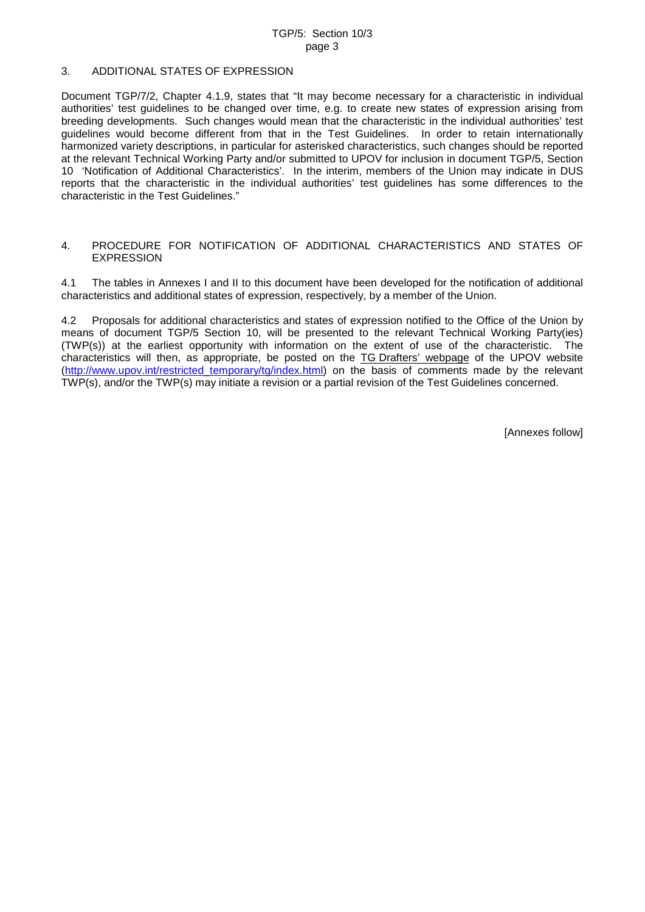## 3. ADDITIONAL STATES OF EXPRESSION

Document TGP/7/2, Chapter 4.1.9, states that "It may become necessary for a characteristic in individual authorities' test guidelines to be changed over time, e.g. to create new states of expression arising from breeding developments. Such changes would mean that the characteristic in the individual authorities' test guidelines would become different from that in the Test Guidelines. In order to retain internationally harmonized variety descriptions, in particular for asterisked characteristics, such changes should be reported at the relevant Technical Working Party and/or submitted to UPOV for inclusion in document TGP/5, Section 10 'Notification of Additional Characteristics'. In the interim, members of the Union may indicate in DUS reports that the characteristic in the individual authorities' test guidelines has some differences to the characteristic in the Test Guidelines."

## 4. PROCEDURE FOR NOTIFICATION OF ADDITIONAL CHARACTERISTICS AND STATES OF EXPRESSION

4.1 The tables in Annexes I and II to this document have been developed for the notification of additional characteristics and additional states of expression, respectively, by a member of the Union.

4.2 Proposals for additional characteristics and states of expression notified to the Office of the Union by means of document TGP/5 Section 10, will be presented to the relevant Technical Working Party(ies) (TWP(s)) at the earliest opportunity with information on the extent of use of the characteristic. The characteristics will then, as appropriate, be posted on the TG Drafters' webpage of the UPOV website (http://www.upov.int/restricted_temporary/tg/index.html) on the basis of comments made by the relevant TWP(s), and/or the TWP(s) may initiate a revision or a partial revision of the Test Guidelines concerned.

[Annexes follow]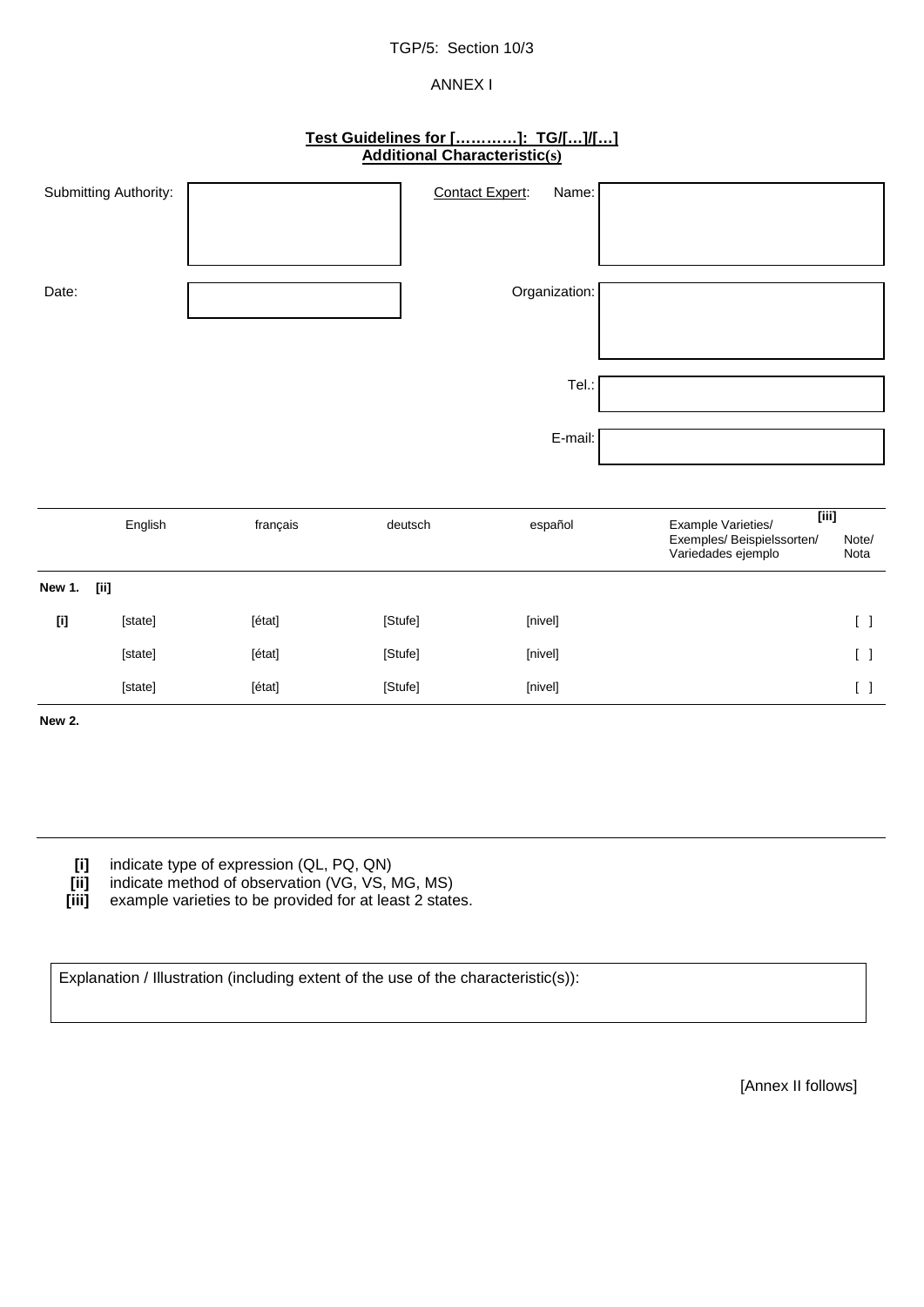TGP/5: Section 10/3

ANNEX I

**Test Guidelines for […………]: TG/[…]/[…]**
**Additional Characteristic(s)**

| | | | | |
|---|---|---|---|---|
| Submitting Authority: | | Contact Expert: | Name: | |
| Date: | | | Organization: | |
| | | | Tel.: | |
| | | | E-mail: | |

| | English | français | deutsch | español | Example Varieties/ Exemples/ Beispielssorten/ Variedades ejemplo [iii] | Note/ Nota |
|---|---|---|---|---|---|---|
| **New 1.** **[ii]** | | | | | | |
| **[i]** | [state] | [état] | [Stufe] | [nivel] | | [ ] |
| | [state] | [état] | [Stufe] | [nivel] | | [ ] |
| | [state] | [état] | [Stufe] | [nivel] | | [ ] |
| **New 2.** | | | | | | |

**[i]** indicate type of expression (QL, PQ, QN)
**[ii]** indicate method of observation (VG, VS, MG, MS)
**[iii]** example varieties to be provided for at least 2 states.

| Explanation / Illustration (including extent of the use of the characteristic(s)): |
|---|

[Annex II follows]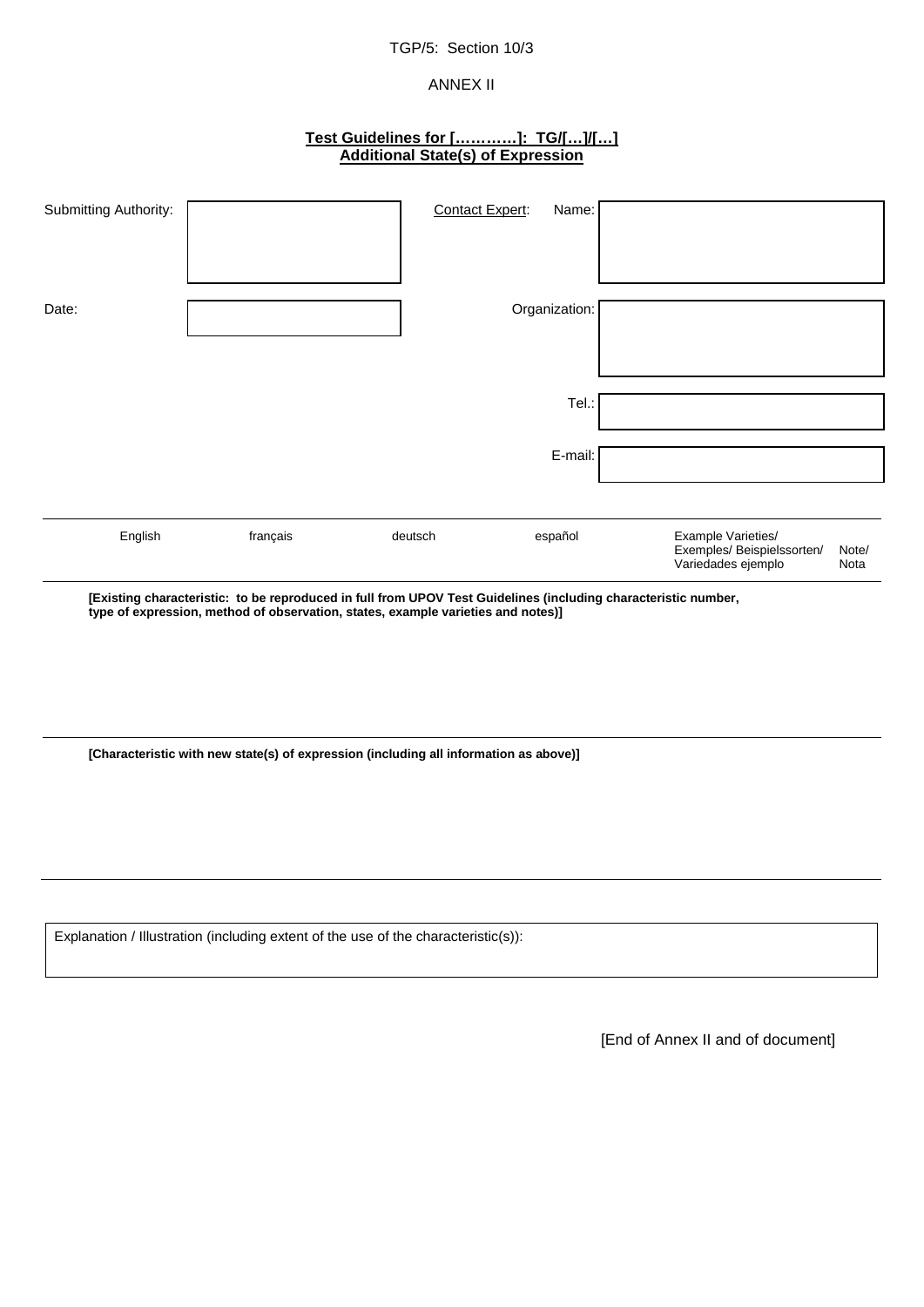TGP/5: Section 10/3

ANNEX II

**Test Guidelines for […………]: TG/[…]/[…]**
**Additional State(s) of Expression**

| | | | |
|---|---|---|---|
| Submitting Authority: | | Contact Expert: Name: | |
| Date: | | Organization: | |
| | | Tel.: | |
| | | E-mail: | |

| English | français | deutsch | español | Example Varieties/ Exemples/ Beispielssorten/ Variedades ejemplo | Note/ Nota |
|---|---|---|---|---|---|

**[Existing characteristic: to be reproduced in full from UPOV Test Guidelines (including characteristic number, type of expression, method of observation, states, example varieties and notes)]**

**[Characteristic with new state(s) of expression (including all information as above)]**

Explanation / Illustration (including extent of the use of the characteristic(s)):

[End of Annex II and of document]